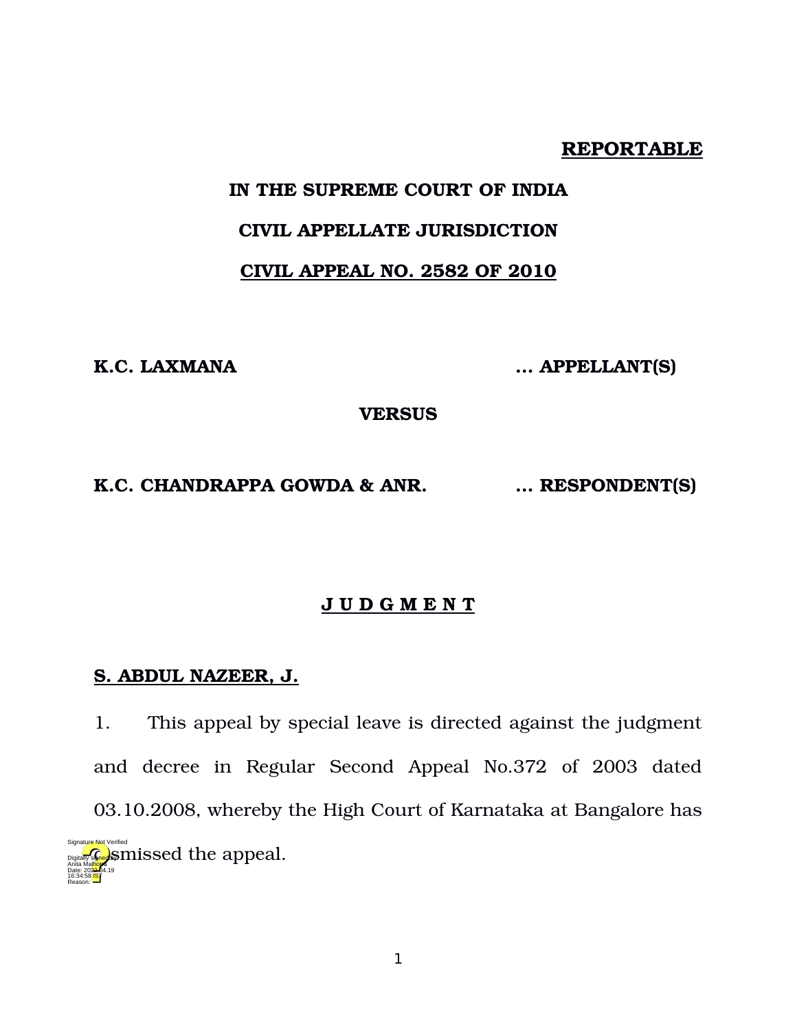**REPORTABLE**

**IN THE SUPREME COURT OF INDIA**

**CIVIL APPELLATE JURISDICTION**

**CIVIL APPEAL NO. 2582 OF 2010**

**K.C. LAXMANA** ... **APPELLANT(S)**

**VERSUS**

**K.C. CHANDRAPPA GOWDA & ANR.** ... **RESPONDENT(S)**

**J U D G M E N T**

**S. ABDUL NAZEER, J.**

1. This appeal by special leave is directed against the judgment and decree in Regular Second Appeal No.372 of 2003 dated 03.10.2008, whereby the High Court of Karnataka at Bangalore has dismissed the appeal.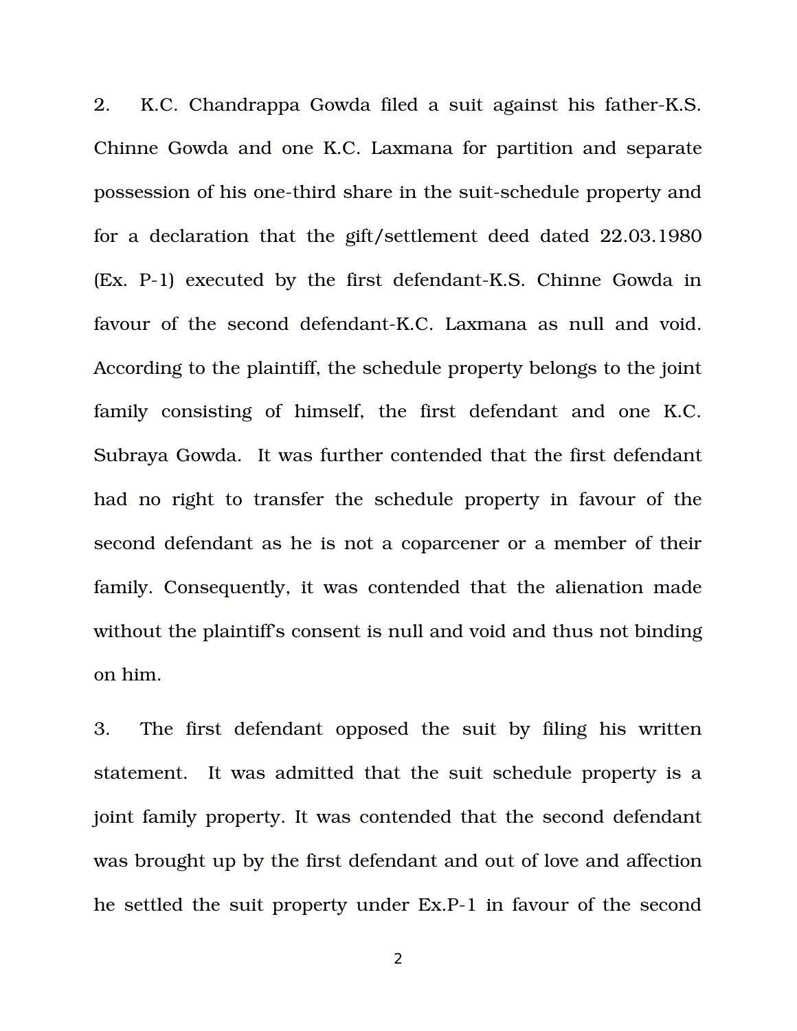2. K.C. Chandrappa Gowda filed a suit against his father-K.S. Chinne Gowda and one K.C. Laxmana for partition and separate possession of his one-third share in the suit-schedule property and for a declaration that the gift/settlement deed dated 22.03.1980 (Ex. P-1) executed by the first defendant-K.S. Chinne Gowda in favour of the second defendant-K.C. Laxmana as null and void. According to the plaintiff, the schedule property belongs to the joint family consisting of himself, the first defendant and one K.C. Subraya Gowda. It was further contended that the first defendant had no right to transfer the schedule property in favour of the second defendant as he is not a coparcener or a member of their family. Consequently, it was contended that the alienation made without the plaintiff's consent is null and void and thus not binding on him.

3. The first defendant opposed the suit by filing his written statement. It was admitted that the suit schedule property is a joint family property. It was contended that the second defendant was brought up by the first defendant and out of love and affection he settled the suit property under Ex.P-1 in favour of the second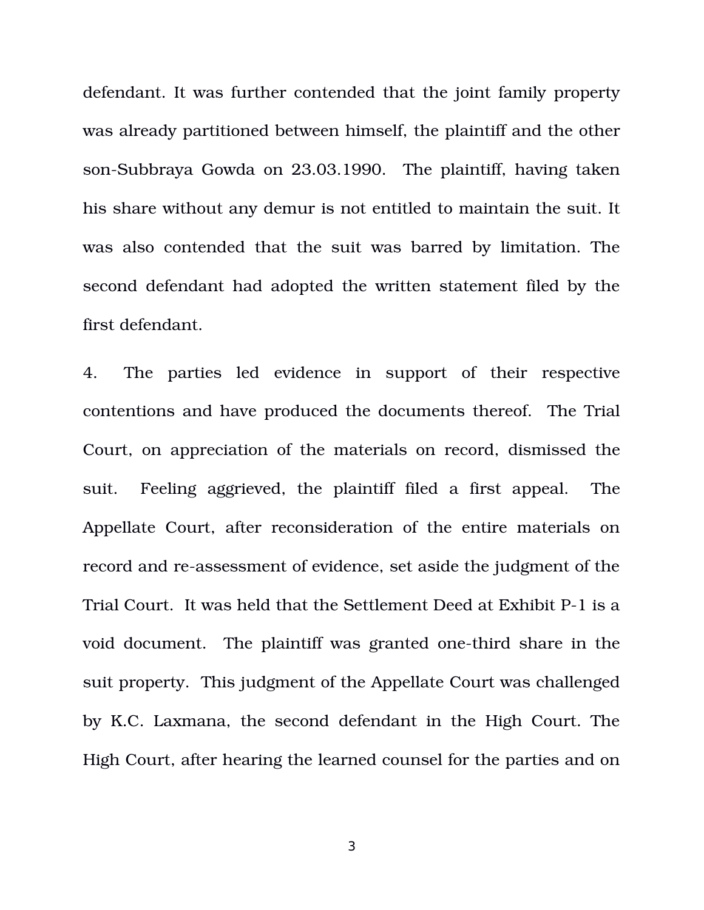defendant. It was further contended that the joint family property was already partitioned between himself, the plaintiff and the other son-Subbraya Gowda on 23.03.1990. The plaintiff, having taken his share without any demur is not entitled to maintain the suit. It was also contended that the suit was barred by limitation. The second defendant had adopted the written statement filed by the first defendant.

4. The parties led evidence in support of their respective contentions and have produced the documents thereof. The Trial Court, on appreciation of the materials on record, dismissed the suit. Feeling aggrieved, the plaintiff filed a first appeal. The Appellate Court, after reconsideration of the entire materials on record and re-assessment of evidence, set aside the judgment of the Trial Court. It was held that the Settlement Deed at Exhibit P-1 is a void document. The plaintiff was granted one-third share in the suit property. This judgment of the Appellate Court was challenged by K.C. Laxmana, the second defendant in the High Court. The High Court, after hearing the learned counsel for the parties and on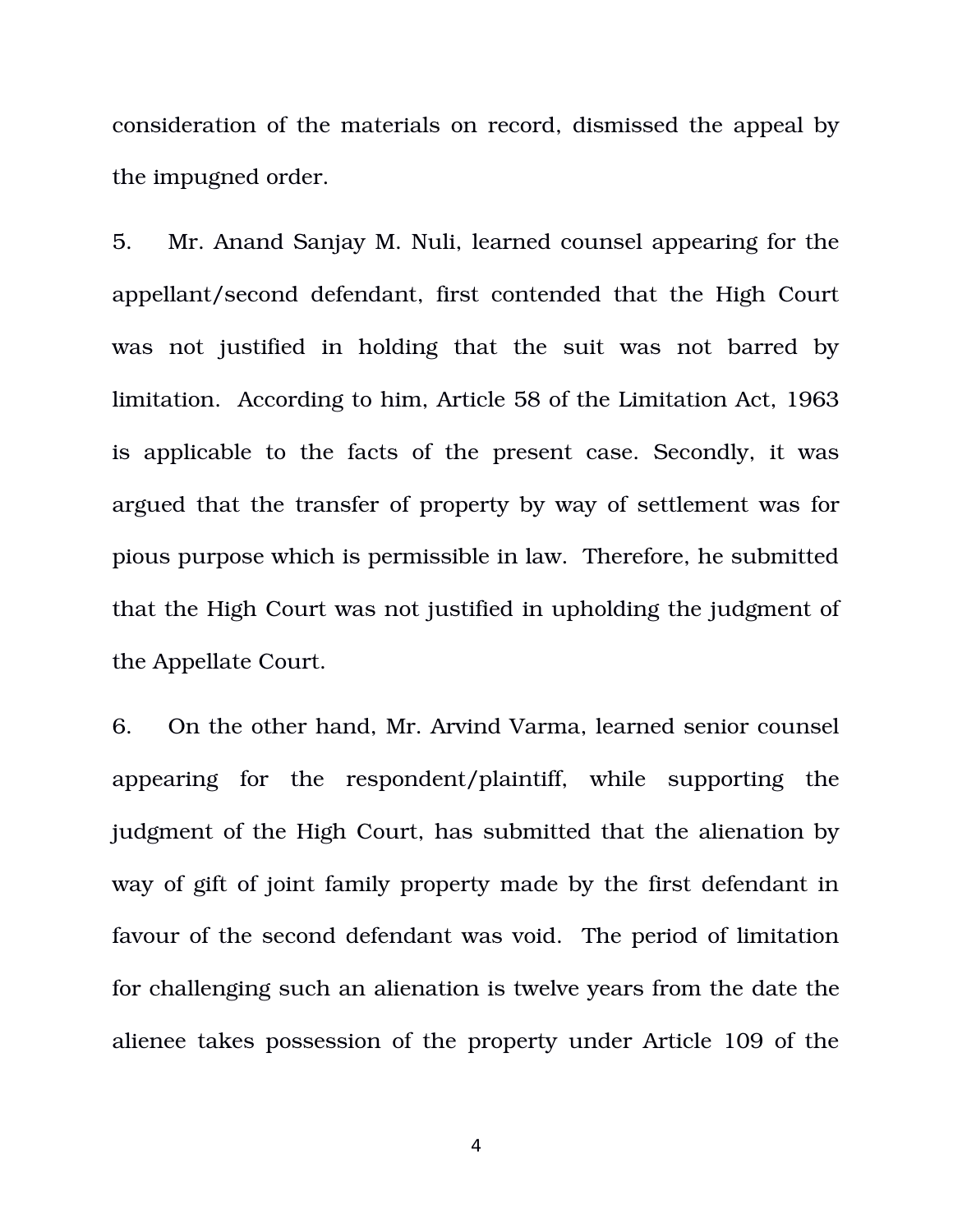consideration of the materials on record, dismissed the appeal by the impugned order.

5. Mr. Anand Sanjay M. Nuli, learned counsel appearing for the appellant/second defendant, first contended that the High Court was not justified in holding that the suit was not barred by limitation. According to him, Article 58 of the Limitation Act, 1963 is applicable to the facts of the present case. Secondly, it was argued that the transfer of property by way of settlement was for pious purpose which is permissible in law. Therefore, he submitted that the High Court was not justified in upholding the judgment of the Appellate Court.

6. On the other hand, Mr. Arvind Varma, learned senior counsel appearing for the respondent/plaintiff, while supporting the judgment of the High Court, has submitted that the alienation by way of gift of joint family property made by the first defendant in favour of the second defendant was void. The period of limitation for challenging such an alienation is twelve years from the date the alienee takes possession of the property under Article 109 of the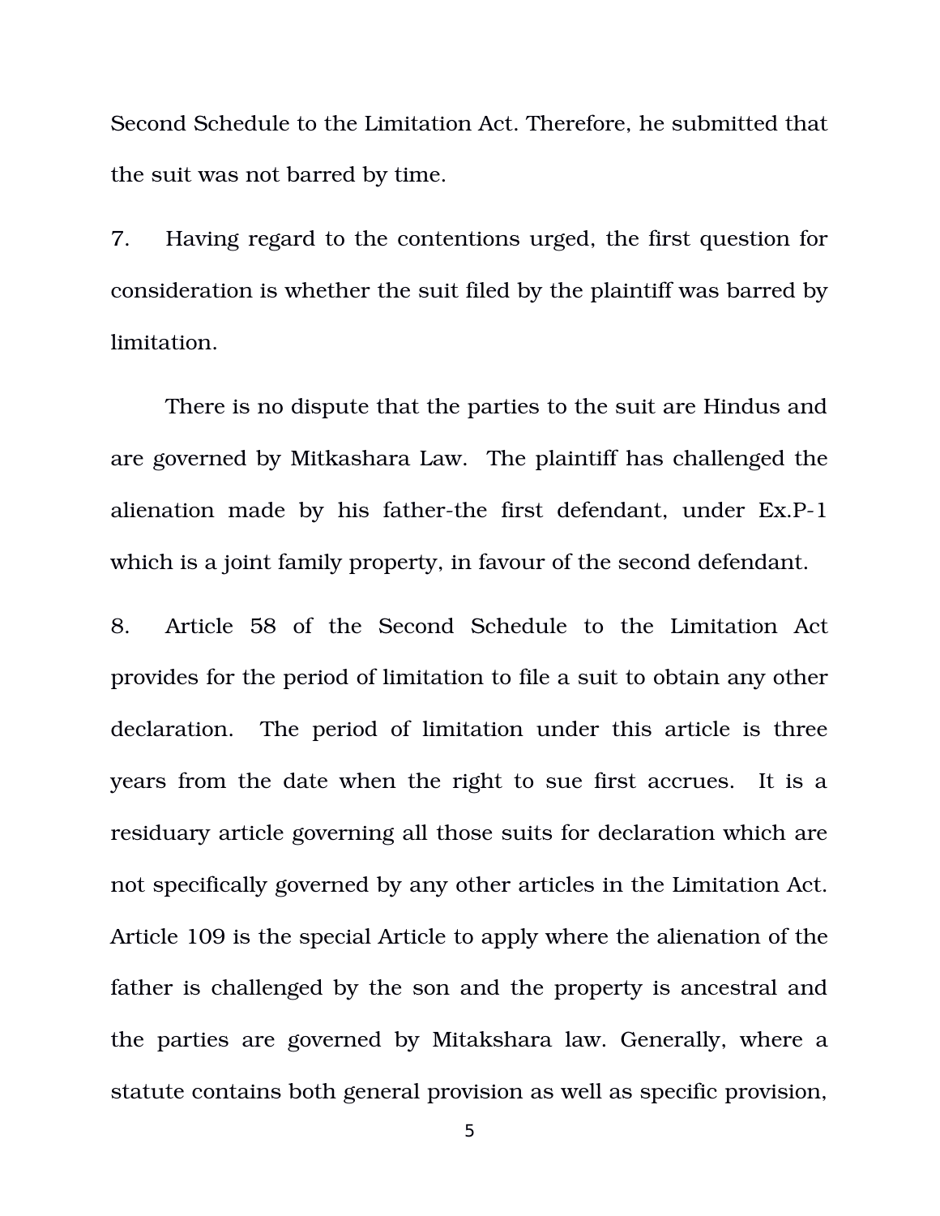Second Schedule to the Limitation Act. Therefore, he submitted that the suit was not barred by time.

7. Having regard to the contentions urged, the first question for consideration is whether the suit filed by the plaintiff was barred by limitation.

There is no dispute that the parties to the suit are Hindus and are governed by Mitkashara Law. The plaintiff has challenged the alienation made by his father-the first defendant, under Ex.P-1 which is a joint family property, in favour of the second defendant.

8. Article 58 of the Second Schedule to the Limitation Act provides for the period of limitation to file a suit to obtain any other declaration. The period of limitation under this article is three years from the date when the right to sue first accrues. It is a residuary article governing all those suits for declaration which are not specifically governed by any other articles in the Limitation Act. Article 109 is the special Article to apply where the alienation of the father is challenged by the son and the property is ancestral and the parties are governed by Mitakshara law. Generally, where a statute contains both general provision as well as specific provision,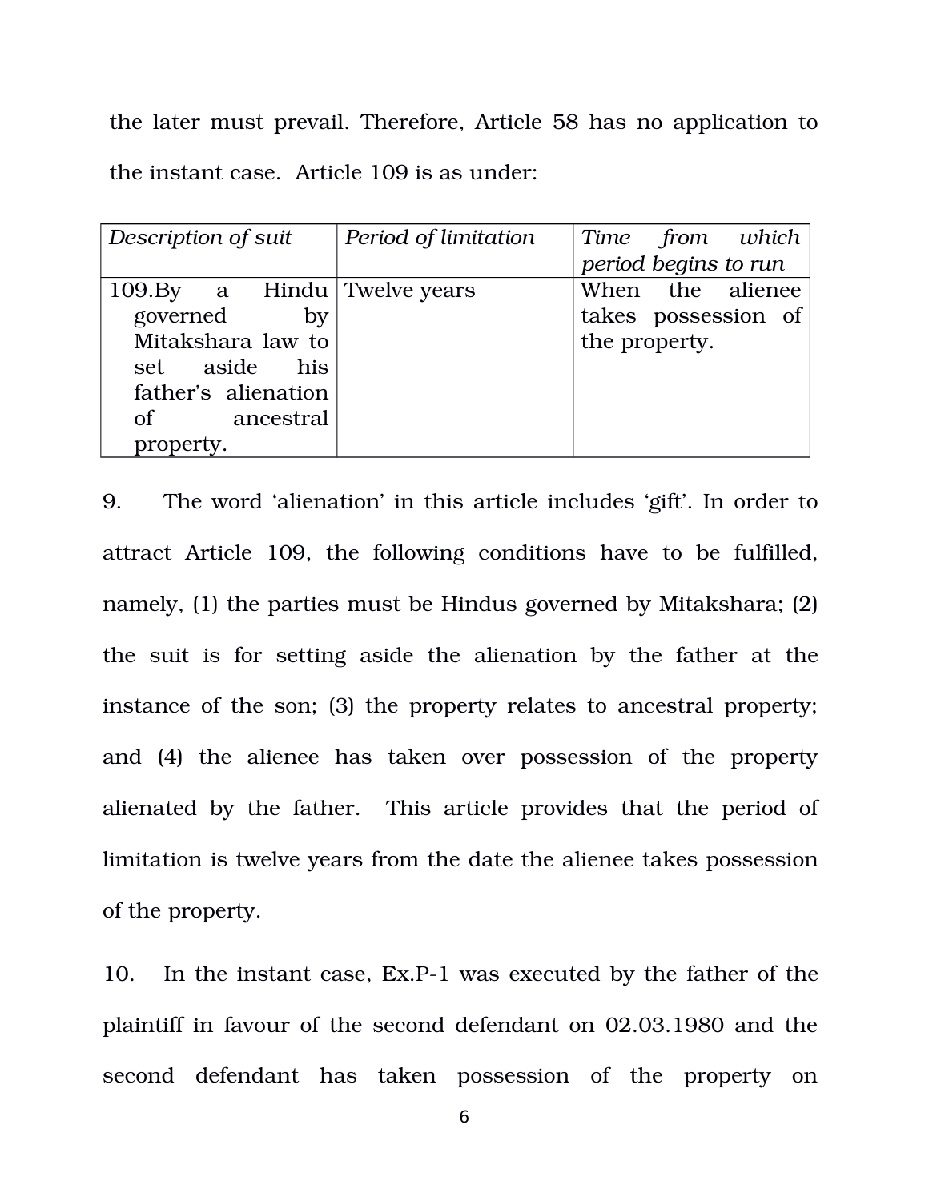the later must prevail. Therefore, Article 58 has no application to the instant case. Article 109 is as under:

| *Description of suit* | *Period of limitation* | *Time from which period begins to run* |
|---|---|---|
| 109.By a Hindu governed by Mitakshara law to set aside his father's alienation of ancestral property. | Twelve years | When the alienee takes possession of the property. |

9. The word 'alienation' in this article includes 'gift'. In order to attract Article 109, the following conditions have to be fulfilled, namely, (1) the parties must be Hindus governed by Mitakshara; (2) the suit is for setting aside the alienation by the father at the instance of the son; (3) the property relates to ancestral property; and (4) the alienee has taken over possession of the property alienated by the father. This article provides that the period of limitation is twelve years from the date the alienee takes possession of the property.

10. In the instant case, Ex.P-1 was executed by the father of the plaintiff in favour of the second defendant on 02.03.1980 and the second defendant has taken possession of the property on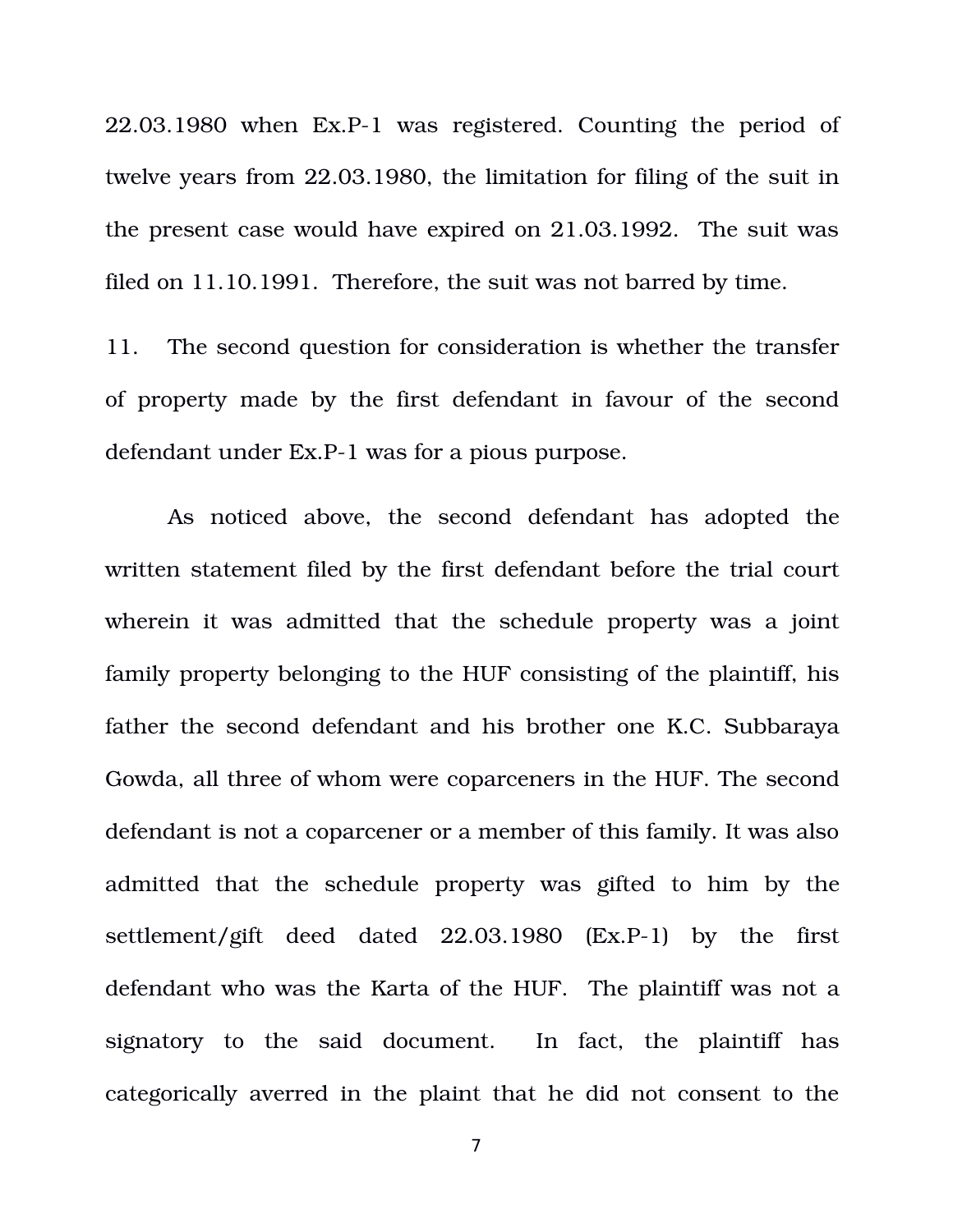22.03.1980 when Ex.P-1 was registered. Counting the period of twelve years from 22.03.1980, the limitation for filing of the suit in the present case would have expired on 21.03.1992. The suit was filed on 11.10.1991. Therefore, the suit was not barred by time.

11. The second question for consideration is whether the transfer of property made by the first defendant in favour of the second defendant under Ex.P-1 was for a pious purpose.

As noticed above, the second defendant has adopted the written statement filed by the first defendant before the trial court wherein it was admitted that the schedule property was a joint family property belonging to the HUF consisting of the plaintiff, his father the second defendant and his brother one K.C. Subbaraya Gowda, all three of whom were coparceners in the HUF. The second defendant is not a coparcener or a member of this family. It was also admitted that the schedule property was gifted to him by the settlement/gift deed dated 22.03.1980 (Ex.P-1) by the first defendant who was the Karta of the HUF. The plaintiff was not a signatory to the said document. In fact, the plaintiff has categorically averred in the plaint that he did not consent to the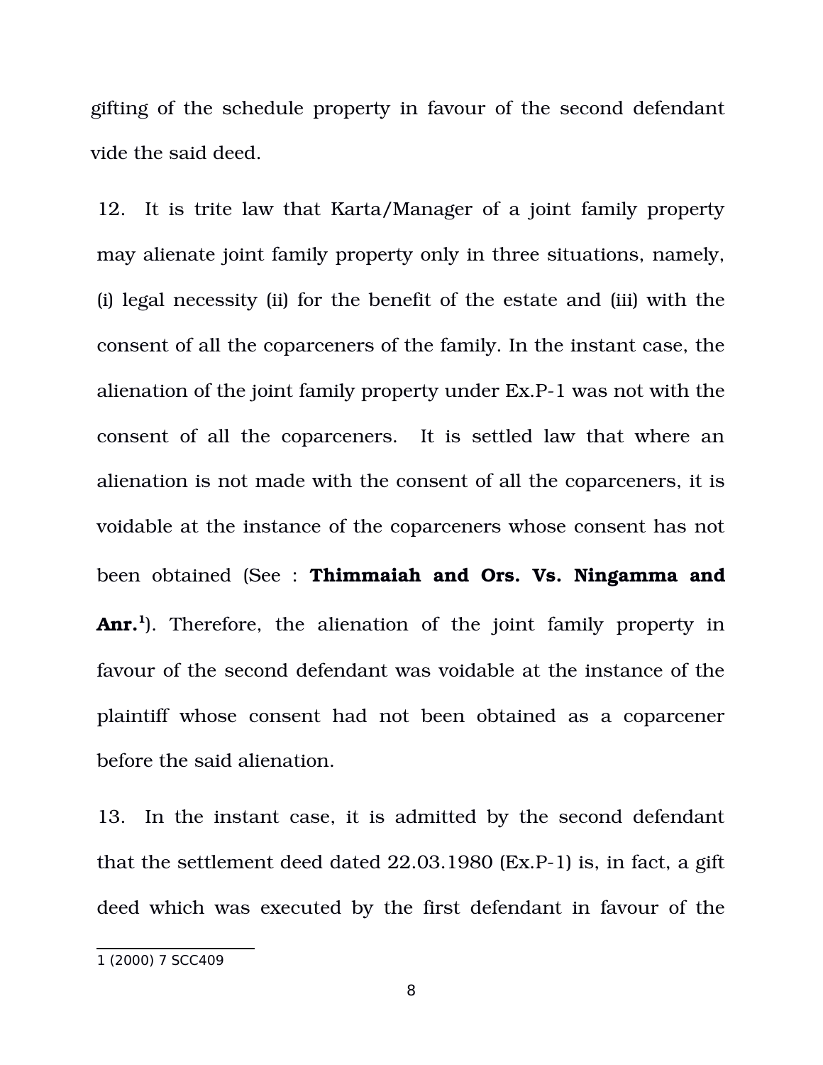gifting of the schedule property in favour of the second defendant vide the said deed.

12. It is trite law that Karta/Manager of a joint family property may alienate joint family property only in three situations, namely, (i) legal necessity (ii) for the benefit of the estate and (iii) with the consent of all the coparceners of the family. In the instant case, the alienation of the joint family property under Ex.P-1 was not with the consent of all the coparceners. It is settled law that where an alienation is not made with the consent of all the coparceners, it is voidable at the instance of the coparceners whose consent has not been obtained (See : **Thimmaiah and Ors. Vs. Ningamma and Anr.**[1]). Therefore, the alienation of the joint family property in favour of the second defendant was voidable at the instance of the plaintiff whose consent had not been obtained as a coparcener before the said alienation.

13. In the instant case, it is admitted by the second defendant that the settlement deed dated 22.03.1980 (Ex.P-1) is, in fact, a gift deed which was executed by the first defendant in favour of the

---

1 (2000) 7 SCC409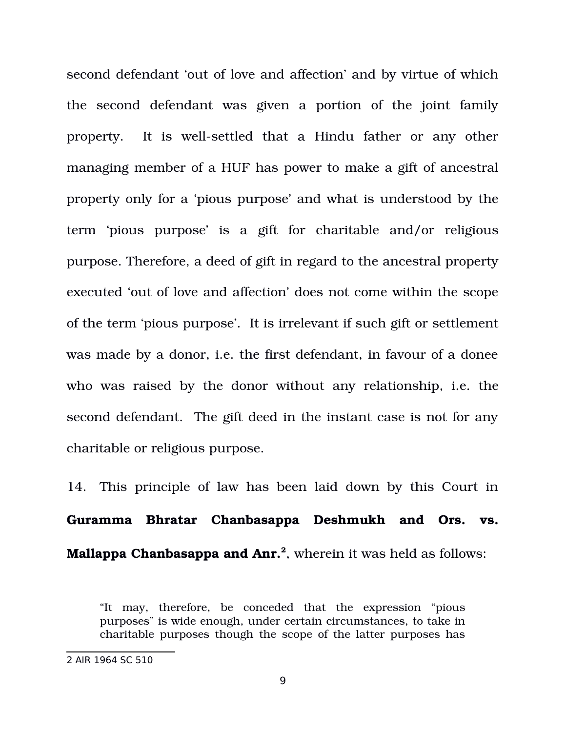second defendant 'out of love and affection' and by virtue of which the second defendant was given a portion of the joint family property. It is well-settled that a Hindu father or any other managing member of a HUF has power to make a gift of ancestral property only for a 'pious purpose' and what is understood by the term 'pious purpose' is a gift for charitable and/or religious purpose. Therefore, a deed of gift in regard to the ancestral property executed 'out of love and affection' does not come within the scope of the term 'pious purpose'. It is irrelevant if such gift or settlement was made by a donor, i.e. the first defendant, in favour of a donee who was raised by the donor without any relationship, i.e. the second defendant. The gift deed in the instant case is not for any charitable or religious purpose.

14. This principle of law has been laid down by this Court in **Guramma Bhratar Chanbasappa Deshmukh and Ors. vs. Mallappa Chanbasappa and Anr.**[2], wherein it was held as follows:

> "It may, therefore, be conceded that the expression "pious purposes" is wide enough, under certain circumstances, to take in charitable purposes though the scope of the latter purposes has

---

2 AIR 1964 SC 510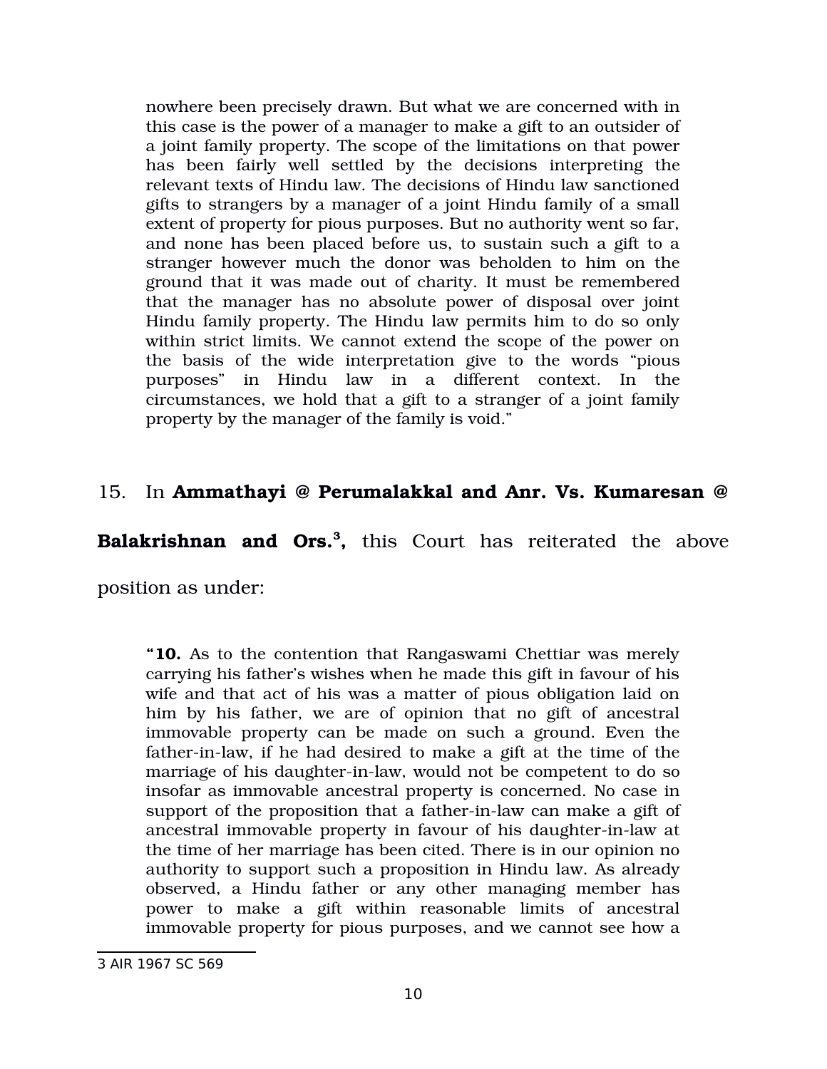> nowhere been precisely drawn. But what we are concerned with in this case is the power of a manager to make a gift to an outsider of a joint family property. The scope of the limitations on that power has been fairly well settled by the decisions interpreting the relevant texts of Hindu law. The decisions of Hindu law sanctioned gifts to strangers by a manager of a joint Hindu family of a small extent of property for pious purposes. But no authority went so far, and none has been placed before us, to sustain such a gift to a stranger however much the donor was beholden to him on the ground that it was made out of charity. It must be remembered that the manager has no absolute power of disposal over joint Hindu family property. The Hindu law permits him to do so only within strict limits. We cannot extend the scope of the power on the basis of the wide interpretation give to the words "pious purposes" in Hindu law in a different context. In the circumstances, we hold that a gift to a stranger of a joint family property by the manager of the family is void."

15. In **Ammathayi @ Perumalakkal and Anr. Vs. Kumaresan @ Balakrishnan and Ors.**[3]**,** this Court has reiterated the above position as under:

> "**10.** As to the contention that Rangaswami Chettiar was merely carrying his father's wishes when he made this gift in favour of his wife and that act of his was a matter of pious obligation laid on him by his father, we are of opinion that no gift of ancestral immovable property can be made on such a ground. Even the father-in-law, if he had desired to make a gift at the time of the marriage of his daughter-in-law, would not be competent to do so insofar as immovable ancestral property is concerned. No case in support of the proposition that a father-in-law can make a gift of ancestral immovable property in favour of his daughter-in-law at the time of her marriage has been cited. There is in our opinion no authority to support such a proposition in Hindu law. As already observed, a Hindu father or any other managing member has power to make a gift within reasonable limits of ancestral immovable property for pious purposes, and we cannot see how a

---

3 AIR 1967 SC 569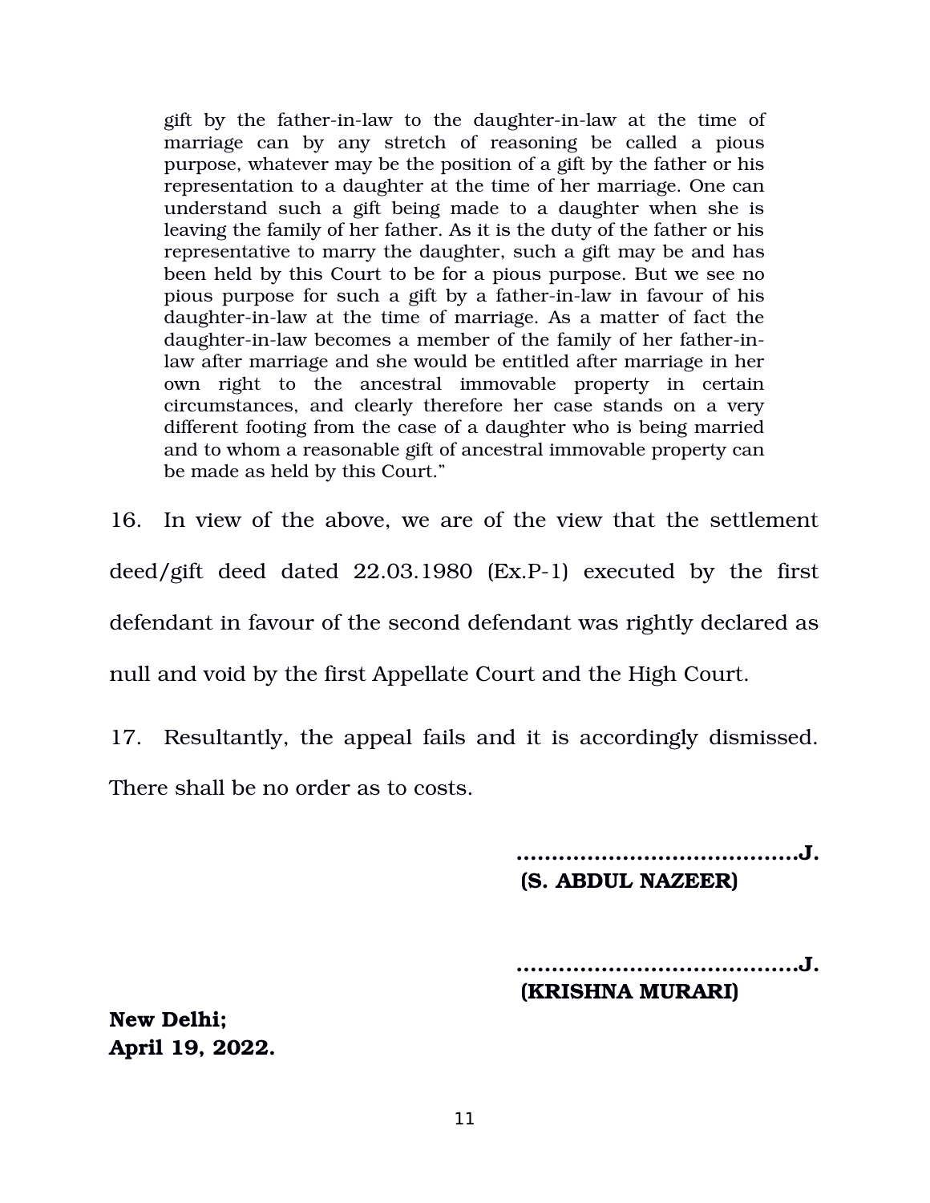> gift by the father-in-law to the daughter-in-law at the time of marriage can by any stretch of reasoning be called a pious purpose, whatever may be the position of a gift by the father or his representation to a daughter at the time of her marriage. One can understand such a gift being made to a daughter when she is leaving the family of her father. As it is the duty of the father or his representative to marry the daughter, such a gift may be and has been held by this Court to be for a pious purpose. But we see no pious purpose for such a gift by a father-in-law in favour of his daughter-in-law at the time of marriage. As a matter of fact the daughter-in-law becomes a member of the family of her father-in-law after marriage and she would be entitled after marriage in her own right to the ancestral immovable property in certain circumstances, and clearly therefore her case stands on a very different footing from the case of a daughter who is being married and to whom a reasonable gift of ancestral immovable property can be made as held by this Court."

16. In view of the above, we are of the view that the settlement deed/gift deed dated 22.03.1980 (Ex.P-1) executed by the first defendant in favour of the second defendant was rightly declared as null and void by the first Appellate Court and the High Court.

17. Resultantly, the appeal fails and it is accordingly dismissed. There shall be no order as to costs.

**……………………………….J.**
**(S. ABDUL NAZEER)**

**……………………………….J.**
**(KRISHNA MURARI)**

**New Delhi;**
**April 19, 2022.**